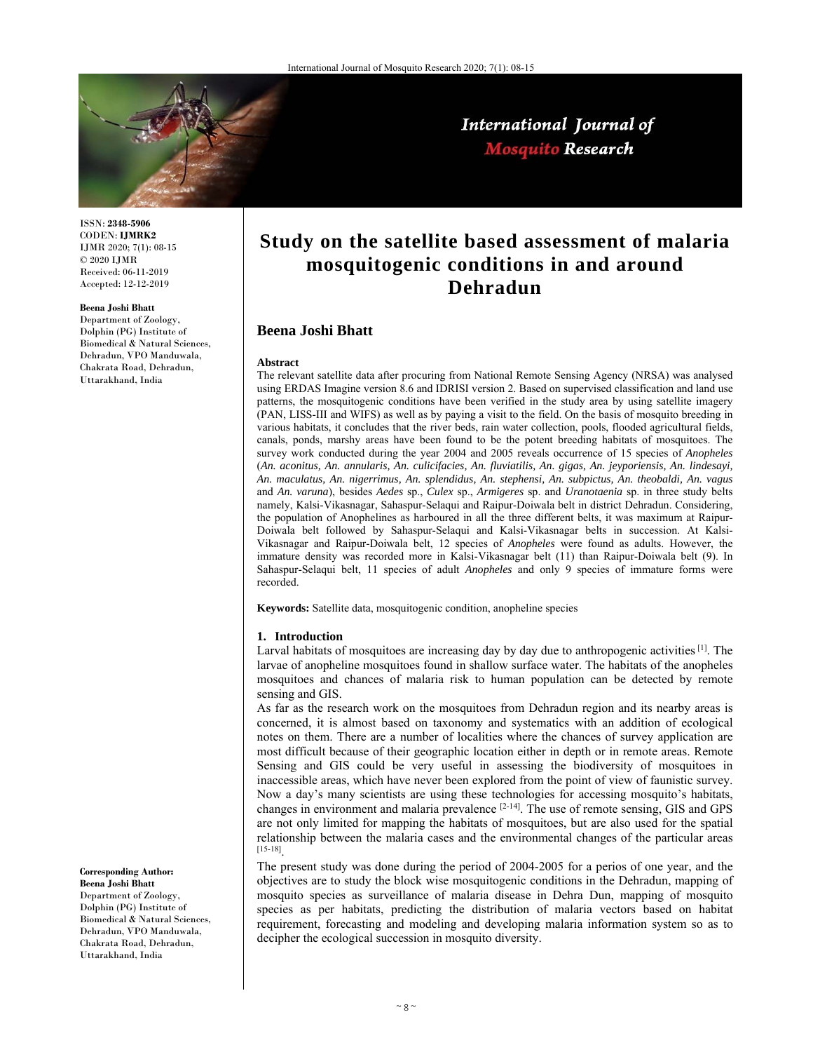ISSN: **2348-5906**
CODEN: **IJMRK2**
IJMR 2020; 7(1): 08-15
© 2020 IJMR
Received: 06-11-2019
Accepted: 12-12-2019

**Beena Joshi Bhatt**
Department of Zoology, Dolphin (PG) Institute of Biomedical & Natural Sciences, Dehradun, VPO Manduwala, Chakrata Road, Dehradun, Uttarakhand, India

**Corresponding Author:**
**Beena Joshi Bhatt**
Department of Zoology, Dolphin (PG) Institute of Biomedical & Natural Sciences, Dehradun, VPO Manduwala, Chakrata Road, Dehradun, Uttarakhand, India

# Study on the satellite based assessment of malaria mosquitogenic conditions in and around Dehradun

## Beena Joshi Bhatt

### Abstract

The relevant satellite data after procuring from National Remote Sensing Agency (NRSA) was analysed using ERDAS Imagine version 8.6 and IDRISI version 2. Based on supervised classification and land use patterns, the mosquitogenic conditions have been verified in the study area by using satellite imagery (PAN, LISS-III and WIFS) as well as by paying a visit to the field. On the basis of mosquito breeding in various habitats, it concludes that the river beds, rain water collection, pools, flooded agricultural fields, canals, ponds, marshy areas have been found to be the potent breeding habitats of mosquitoes. The survey work conducted during the year 2004 and 2005 reveals occurrence of 15 species of *Anopheles* (*An. aconitus, An. annularis, An. culicifacies, An. fluviatilis, An. gigas, An. jeyporiensis, An. lindesayi, An. maculatus, An. nigerrimus, An. splendidus, An. stephensi, An. subpictus, An. theobaldi, An. vagus* and *An. varuna*), besides *Aedes* sp., *Culex* sp., *Armigeres* sp. and *Uranotaenia* sp. in three study belts namely, Kalsi-Vikasnagar, Sahaspur-Selaqui and Raipur-Doiwala belt in district Dehradun. Considering, the population of Anophelines as harboured in all the three different belts, it was maximum at Raipur-Doiwala belt followed by Sahaspur-Selaqui and Kalsi-Vikasnagar belts in succession. At Kalsi-Vikasnagar and Raipur-Doiwala belt, 12 species of *Anopheles* were found as adults. However, the immature density was recorded more in Kalsi-Vikasnagar belt (11) than Raipur-Doiwala belt (9). In Sahaspur-Selaqui belt, 11 species of adult *Anopheles* and only 9 species of immature forms were recorded.

**Keywords:** Satellite data, mosquitogenic condition, anopheline species

### 1. Introduction

Larval habitats of mosquitoes are increasing day by day due to anthropogenic activities [1]. The larvae of anopheline mosquitoes found in shallow surface water. The habitats of the anopheles mosquitoes and chances of malaria risk to human population can be detected by remote sensing and GIS.

As far as the research work on the mosquitoes from Dehradun region and its nearby areas is concerned, it is almost based on taxonomy and systematics with an addition of ecological notes on them. There are a number of localities where the chances of survey application are most difficult because of their geographic location either in depth or in remote areas. Remote Sensing and GIS could be very useful in assessing the biodiversity of mosquitoes in inaccessible areas, which have never been explored from the point of view of faunistic survey. Now a day's many scientists are using these technologies for accessing mosquito's habitats, changes in environment and malaria prevalence [2-14]. The use of remote sensing, GIS and GPS are not only limited for mapping the habitats of mosquitoes, but are also used for the spatial relationship between the malaria cases and the environmental changes of the particular areas [15-18].

The present study was done during the period of 2004-2005 for a perios of one year, and the objectives are to study the block wise mosquitogenic conditions in the Dehradun, mapping of mosquito species as surveillance of malaria disease in Dehra Dun, mapping of mosquito species as per habitats, predicting the distribution of malaria vectors based on habitat requirement, forecasting and modeling and developing malaria information system so as to decipher the ecological succession in mosquito diversity.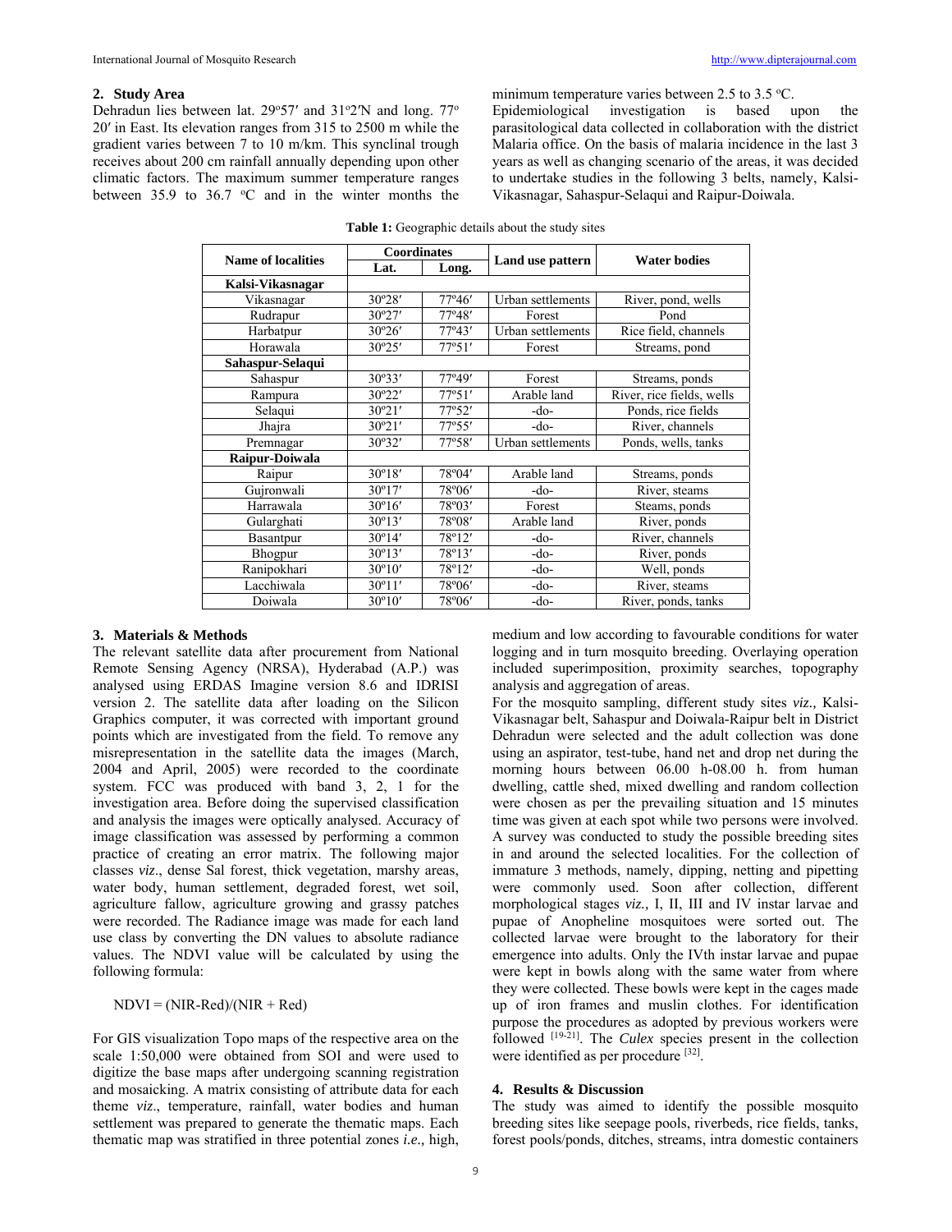## 2. Study Area

Dehradun lies between lat. 29°57′ and 31°2′N and long. 77° 20′ in East. Its elevation ranges from 315 to 2500 m while the gradient varies between 7 to 10 m/km. This synclinal trough receives about 200 cm rainfall annually depending upon other climatic factors. The maximum summer temperature ranges between 35.9 to 36.7 °C and in the winter months the minimum temperature varies between 2.5 to 3.5 °C.

Epidemiological investigation is based upon the parasitological data collected in collaboration with the district Malaria office. On the basis of malaria incidence in the last 3 years as well as changing scenario of the areas, it was decided to undertake studies in the following 3 belts, namely, Kalsi-Vikasnagar, Sahaspur-Selaqui and Raipur-Doiwala.

**Table 1:** Geographic details about the study sites

| Name of localities | Coordinates | | Land use pattern | Water bodies |
|---|---|---|---|---|
| | Lat. | Long. | | |
| **Kalsi-Vikasnagar** | | | | |
| Vikasnagar | 30°28′ | 77°46′ | Urban settlements | River, pond, wells |
| Rudrapur | 30°27′ | 77°48′ | Forest | Pond |
| Harbatpur | 30°26′ | 77°43′ | Urban settlements | Rice field, channels |
| Horawala | 30°25′ | 77°51′ | Forest | Streams, pond |
| **Sahaspur-Selaqui** | | | | |
| Sahaspur | 30°33′ | 77°49′ | Forest | Streams, ponds |
| Rampura | 30°22′ | 77°51′ | Arable land | River, rice fields, wells |
| Selaqui | 30°21′ | 77°52′ | -do- | Ponds, rice fields |
| Jhajra | 30°21′ | 77°55′ | -do- | River, channels |
| Premnagar | 30°32′ | 77°58′ | Urban settlements | Ponds, wells, tanks |
| **Raipur-Doiwala** | | | | |
| Raipur | 30°18′ | 78°04′ | Arable land | Streams, ponds |
| Gujronwali | 30°17′ | 78°06′ | -do- | River, steams |
| Harrawala | 30°16′ | 78°03′ | Forest | Steams, ponds |
| Gularghati | 30°13′ | 78°08′ | Arable land | River, ponds |
| Basantpur | 30°14′ | 78°12′ | -do- | River, channels |
| Bhogpur | 30°13′ | 78°13′ | -do- | River, ponds |
| Ranipokhari | 30°10′ | 78°12′ | -do- | Well, ponds |
| Lacchiwala | 30°11′ | 78°06′ | -do- | River, steams |
| Doiwala | 30°10′ | 78°06′ | -do- | River, ponds, tanks |

## 3. Materials & Methods

The relevant satellite data after procurement from National Remote Sensing Agency (NRSA), Hyderabad (A.P.) was analysed using ERDAS Imagine version 8.6 and IDRISI version 2. The satellite data after loading on the Silicon Graphics computer, it was corrected with important ground points which are investigated from the field. To remove any misrepresentation in the satellite data the images (March, 2004 and April, 2005) were recorded to the coordinate system. FCC was produced with band 3, 2, 1 for the investigation area. Before doing the supervised classification and analysis the images were optically analysed. Accuracy of image classification was assessed by performing a common practice of creating an error matrix. The following major classes *viz*., dense Sal forest, thick vegetation, marshy areas, water body, human settlement, degraded forest, wet soil, agriculture fallow, agriculture growing and grassy patches were recorded. The Radiance image was made for each land use class by converting the DN values to absolute radiance values. The NDVI value will be calculated by using the following formula:

$$NDVI = (NIR-Red)/(NIR + Red)$$

For GIS visualization Topo maps of the respective area on the scale 1:50,000 were obtained from SOI and were used to digitize the base maps after undergoing scanning registration and mosaicking. A matrix consisting of attribute data for each theme *viz*., temperature, rainfall, water bodies and human settlement was prepared to generate the thematic maps. Each thematic map was stratified in three potential zones *i.e.,* high, medium and low according to favourable conditions for water logging and in turn mosquito breeding. Overlaying operation included superimposition, proximity searches, topography analysis and aggregation of areas.

For the mosquito sampling, different study sites *viz.,* Kalsi-Vikasnagar belt, Sahaspur and Doiwala-Raipur belt in District Dehradun were selected and the adult collection was done using an aspirator, test-tube, hand net and drop net during the morning hours between 06.00 h-08.00 h. from human dwelling, cattle shed, mixed dwelling and random collection were chosen as per the prevailing situation and 15 minutes time was given at each spot while two persons were involved. A survey was conducted to study the possible breeding sites in and around the selected localities. For the collection of immature 3 methods, namely, dipping, netting and pipetting were commonly used. Soon after collection, different morphological stages *viz.,* I, II, III and IV instar larvae and pupae of Anopheline mosquitoes were sorted out. The collected larvae were brought to the laboratory for their emergence into adults. Only the IVth instar larvae and pupae were kept in bowls along with the same water from where they were collected. These bowls were kept in the cages made up of iron frames and muslin clothes. For identification purpose the procedures as adopted by previous workers were followed [19-21]. The *Culex* species present in the collection were identified as per procedure [32].

## 4. Results & Discussion

The study was aimed to identify the possible mosquito breeding sites like seepage pools, riverbeds, rice fields, tanks, forest pools/ponds, ditches, streams, intra domestic containers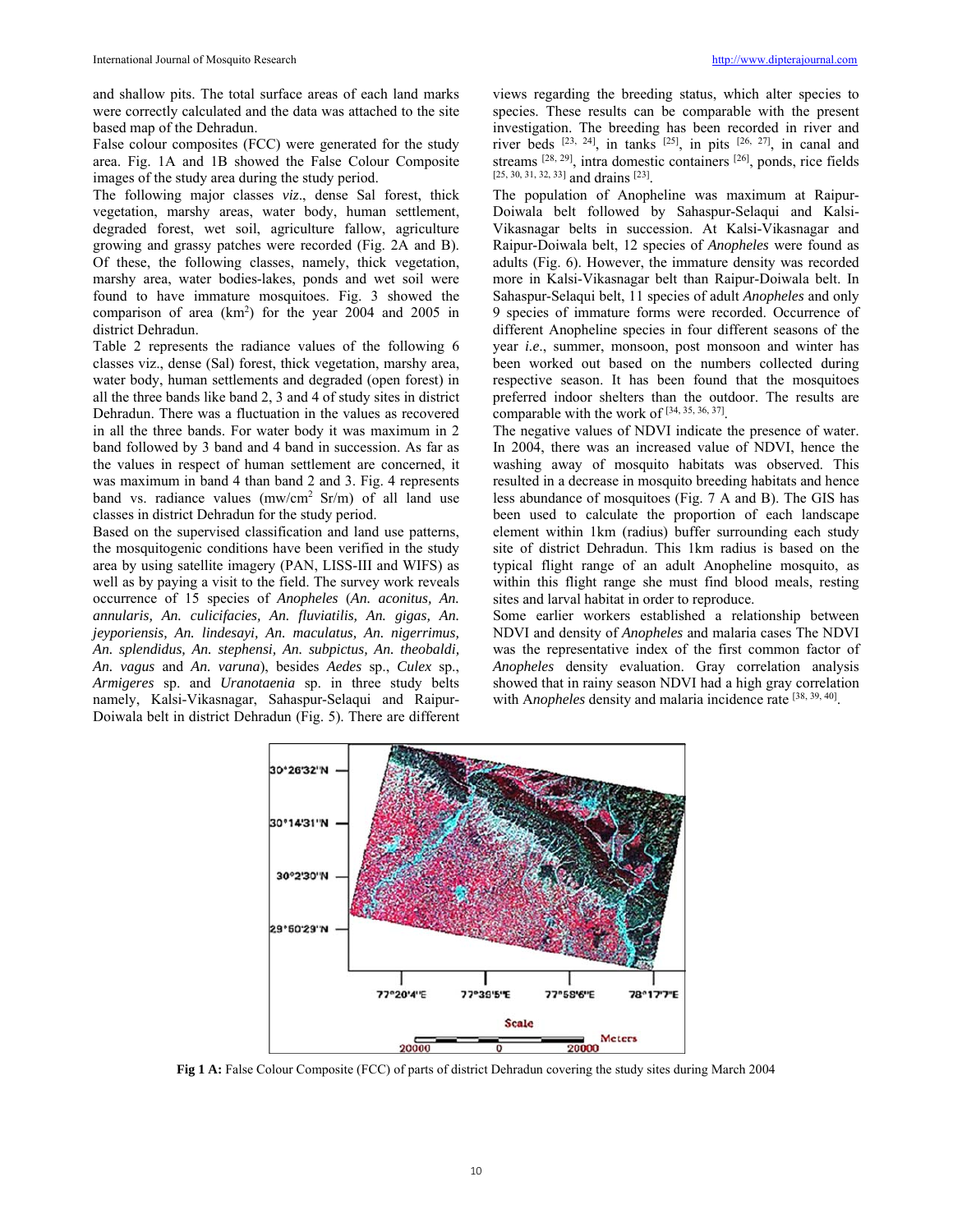and shallow pits. The total surface areas of each land marks were correctly calculated and the data was attached to the site based map of the Dehradun.

False colour composites (FCC) were generated for the study area. Fig. 1A and 1B showed the False Colour Composite images of the study area during the study period.

The following major classes *viz*., dense Sal forest, thick vegetation, marshy areas, water body, human settlement, degraded forest, wet soil, agriculture fallow, agriculture growing and grassy patches were recorded (Fig. 2A and B). Of these, the following classes, namely, thick vegetation, marshy area, water bodies-lakes, ponds and wet soil were found to have immature mosquitoes. Fig. 3 showed the comparison of area ($km^2$) for the year 2004 and 2005 in district Dehradun.

Table 2 represents the radiance values of the following 6 classes viz., dense (Sal) forest, thick vegetation, marshy area, water body, human settlements and degraded (open forest) in all the three bands like band 2, 3 and 4 of study sites in district Dehradun. There was a fluctuation in the values as recovered in all the three bands. For water body it was maximum in 2 band followed by 3 band and 4 band in succession. As far as the values in respect of human settlement are concerned, it was maximum in band 4 than band 2 and 3. Fig. 4 represents band vs. radiance values ($mw/cm^2$ Sr/m) of all land use classes in district Dehradun for the study period.

Based on the supervised classification and land use patterns, the mosquitogenic conditions have been verified in the study area by using satellite imagery (PAN, LISS-III and WIFS) as well as by paying a visit to the field. The survey work reveals occurrence of 15 species of *Anopheles* (*An. aconitus, An. annularis, An. culicifacies, An. fluviatilis, An. gigas, An. jeyporiensis, An. lindesayi, An. maculatus, An. nigerrimus, An. splendidus, An. stephensi, An. subpictus, An. theobaldi, An. vagus* and *An. varuna*), besides *Aedes* sp., *Culex* sp., *Armigeres* sp. and *Uranotaenia* sp. in three study belts namely, Kalsi-Vikasnagar, Sahaspur-Selaqui and Raipur-Doiwala belt in district Dehradun (Fig. 5). There are different views regarding the breeding status, which alter species to species. These results can be comparable with the present investigation. The breeding has been recorded in river and river beds [23, 24], in tanks [25], in pits [26, 27], in canal and streams [28, 29], intra domestic containers [26], ponds, rice fields [25, 30, 31, 32, 33] and drains [23].

The population of Anopheline was maximum at Raipur-Doiwala belt followed by Sahaspur-Selaqui and Kalsi-Vikasnagar belts in succession. At Kalsi-Vikasnagar and Raipur-Doiwala belt, 12 species of *Anopheles* were found as adults (Fig. 6). However, the immature density was recorded more in Kalsi-Vikasnagar belt than Raipur-Doiwala belt. In Sahaspur-Selaqui belt, 11 species of adult *Anopheles* and only 9 species of immature forms were recorded. Occurrence of different Anopheline species in four different seasons of the year *i.e.*, summer, monsoon, post monsoon and winter has been worked out based on the numbers collected during respective season. It has been found that the mosquitoes preferred indoor shelters than the outdoor. The results are comparable with the work of [34, 35, 36, 37].

The negative values of NDVI indicate the presence of water. In 2004, there was an increased value of NDVI, hence the washing away of mosquito habitats was observed. This resulted in a decrease in mosquito breeding habitats and hence less abundance of mosquitoes (Fig. 7 A and B). The GIS has been used to calculate the proportion of each landscape element within 1km (radius) buffer surrounding each study site of district Dehradun. This 1km radius is based on the typical flight range of an adult Anopheline mosquito, as within this flight range she must find blood meals, resting sites and larval habitat in order to reproduce.

Some earlier workers established a relationship between NDVI and density of *Anopheles* and malaria cases The NDVI was the representative index of the first common factor of *Anopheles* density evaluation. Gray correlation analysis showed that in rainy season NDVI had a high gray correlation with A*nopheles* density and malaria incidence rate [38, 39, 40].

**Fig 1 A:** False Colour Composite (FCC) of parts of district Dehradun covering the study sites during March 2004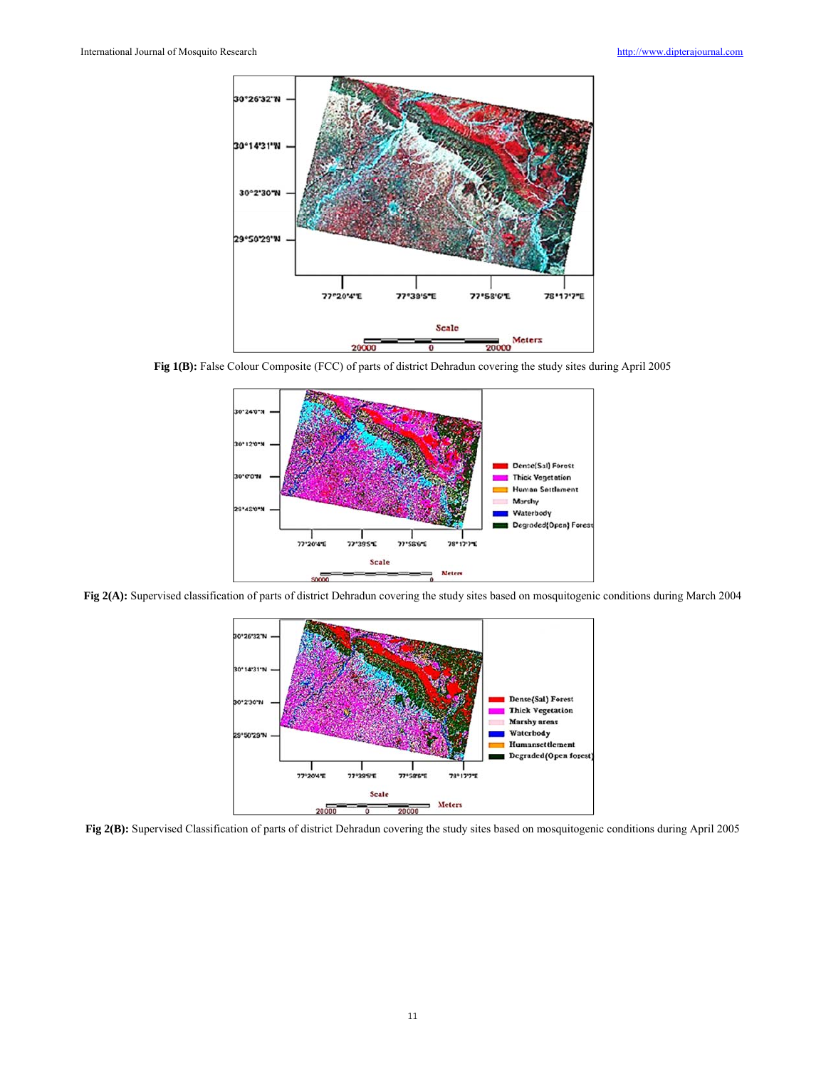**Fig 1(B):** False Colour Composite (FCC) of parts of district Dehradun covering the study sites during April 2005

**Fig 2(A):** Supervised classification of parts of district Dehradun covering the study sites based on mosquitogenic conditions during March 2004

**Fig 2(B):** Supervised Classification of parts of district Dehradun covering the study sites based on mosquitogenic conditions during April 2005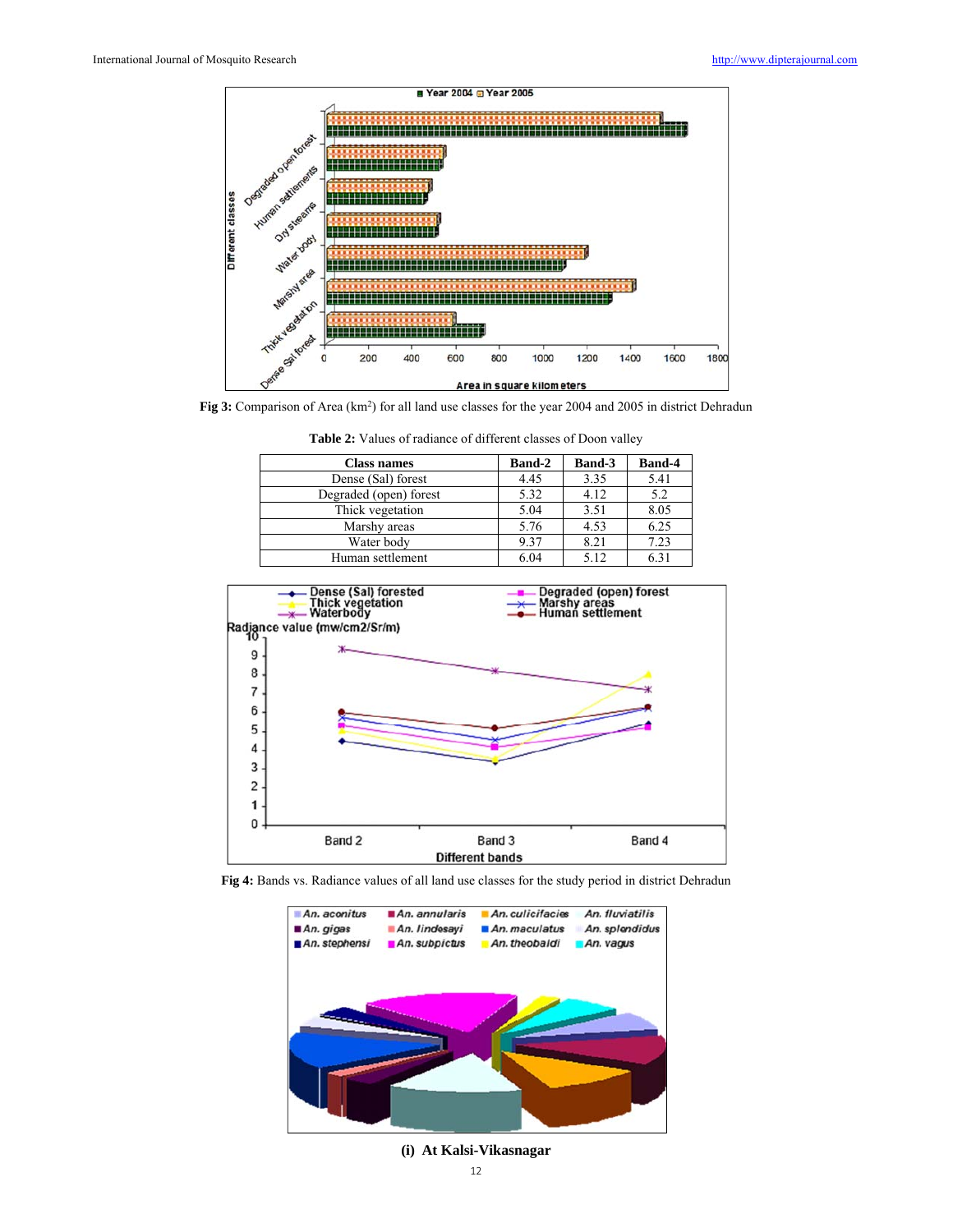Fig 3: Comparison of Area ($km^2$) for all land use classes for the year 2004 and 2005 in district Dehradun

**Table 2:** Values of radiance of different classes of Doon valley

| Class names | Band-2 | Band-3 | Band-4 |
|---|---|---|---|
| Dense (Sal) forest | 4.45 | 3.35 | 5.41 |
| Degraded (open) forest | 5.32 | 4.12 | 5.2 |
| Thick vegetation | 5.04 | 3.51 | 8.05 |
| Marshy areas | 5.76 | 4.53 | 6.25 |
| Water body | 9.37 | 8.21 | 7.23 |
| Human settlement | 6.04 | 5.12 | 6.31 |

**Fig 4:** Bands vs. Radiance values of all land use classes for the study period in district Dehradun

**(i) At Kalsi-Vikasnagar**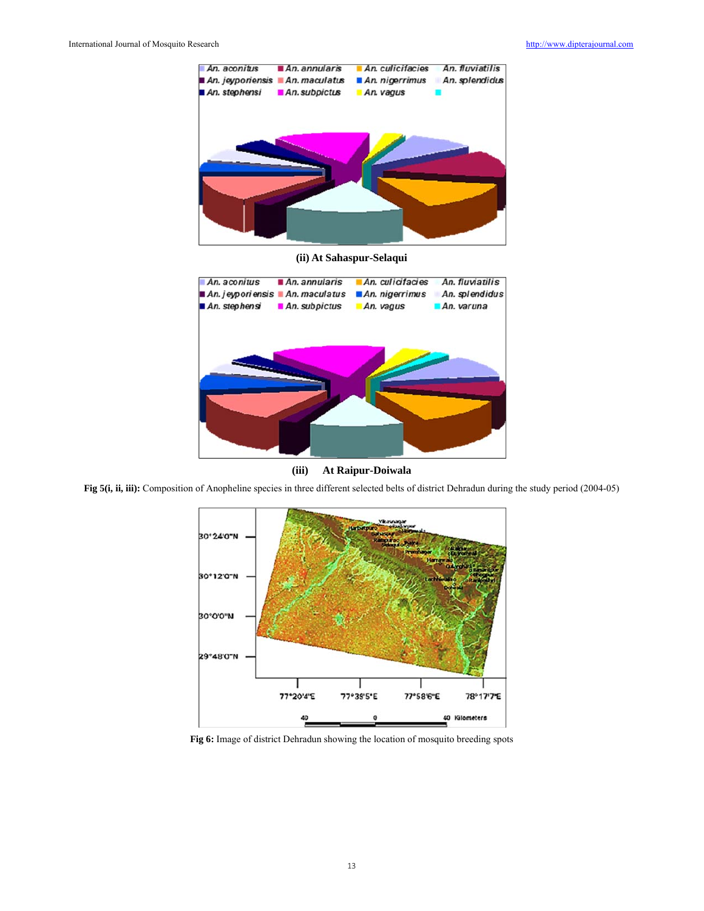(ii) At Sahaspur-Selaqui

(iii) At Raipur-Doiwala

**Fig 5(i, ii, iii):** Composition of Anopheline species in three different selected belts of district Dehradun during the study period (2004-05)

**Fig 6:** Image of district Dehradun showing the location of mosquito breeding spots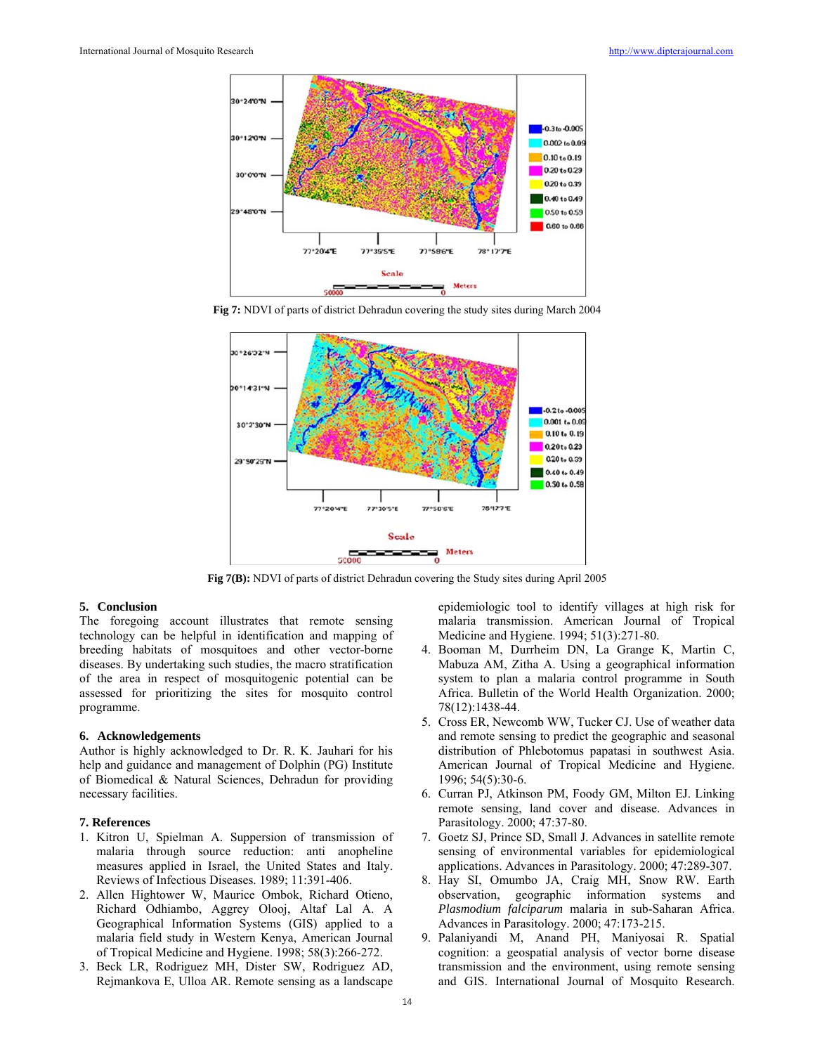Fig 7: NDVI of parts of district Dehradun covering the study sites during March 2004

Fig 7(B): NDVI of parts of district Dehradun covering the Study sites during April 2005

## 5. Conclusion

The foregoing account illustrates that remote sensing technology can be helpful in identification and mapping of breeding habitats of mosquitoes and other vector-borne diseases. By undertaking such studies, the macro stratification of the area in respect of mosquitogenic potential can be assessed for prioritizing the sites for mosquito control programme.

## 6. Acknowledgements

Author is highly acknowledged to Dr. R. K. Jauhari for his help and guidance and management of Dolphin (PG) Institute of Biomedical & Natural Sciences, Dehradun for providing necessary facilities.

## 7. References

1. Kitron U, Spielman A. Suppersion of transmission of malaria through source reduction: anti anopheline measures applied in Israel, the United States and Italy. Reviews of Infectious Diseases. 1989; 11:391-406.
2. Allen Hightower W, Maurice Ombok, Richard Otieno, Richard Odhiambo, Aggrey Olooj, Altaf Lal A. A Geographical Information Systems (GIS) applied to a malaria field study in Western Kenya, American Journal of Tropical Medicine and Hygiene. 1998; 58(3):266-272.
3. Beck LR, Rodriguez MH, Dister SW, Rodriguez AD, Rejmankova E, Ulloa AR. Remote sensing as a landscape epidemiologic tool to identify villages at high risk for malaria transmission. American Journal of Tropical Medicine and Hygiene. 1994; 51(3):271-80.
4. Booman M, Durrheim DN, La Grange K, Martin C, Mabuza AM, Zitha A. Using a geographical information system to plan a malaria control programme in South Africa. Bulletin of the World Health Organization. 2000; 78(12):1438-44.
5. Cross ER, Newcomb WW, Tucker CJ. Use of weather data and remote sensing to predict the geographic and seasonal distribution of Phlebotomus papatasi in southwest Asia. American Journal of Tropical Medicine and Hygiene. 1996; 54(5):30-6.
6. Curran PJ, Atkinson PM, Foody GM, Milton EJ. Linking remote sensing, land cover and disease. Advances in Parasitology. 2000; 47:37-80.
7. Goetz SJ, Prince SD, Small J. Advances in satellite remote sensing of environmental variables for epidemiological applications. Advances in Parasitology. 2000; 47:289-307.
8. Hay SI, Omumbo JA, Craig MH, Snow RW. Earth observation, geographic information systems and *Plasmodium falciparum* malaria in sub-Saharan Africa. Advances in Parasitology. 2000; 47:173-215.
9. Palaniyandi M, Anand PH, Maniyosai R. Spatial cognition: a geospatial analysis of vector borne disease transmission and the environment, using remote sensing and GIS. International Journal of Mosquito Research.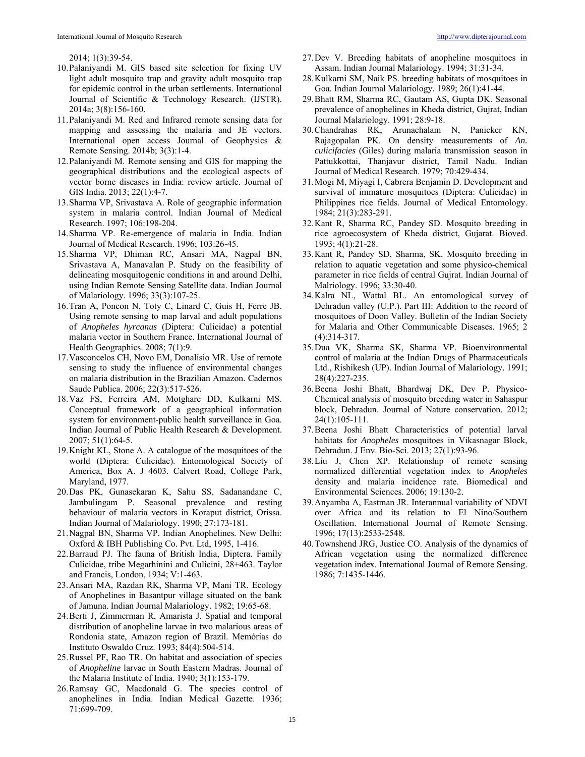2014; 1(3):39-54.

10. Palaniyandi M. GIS based site selection for fixing UV light adult mosquito trap and gravity adult mosquito trap for epidemic control in the urban settlements. International Journal of Scientific & Technology Research. (IJSTR). 2014a; 3(8):156-160.
11. Palaniyandi M. Red and Infrared remote sensing data for mapping and assessing the malaria and JE vectors. International open access Journal of Geophysics & Remote Sensing. 2014b; 3(3):1-4.
12. Palaniyandi M. Remote sensing and GIS for mapping the geographical distributions and the ecological aspects of vector borne diseases in India: review article. Journal of GIS India. 2013; 22(1):4-7.
13. Sharma VP, Srivastava A. Role of geographic information system in malaria control. Indian Journal of Medical Research. 1997; 106:198-204.
14. Sharma VP. Re-emergence of malaria in India. Indian Journal of Medical Research. 1996; 103:26-45.
15. Sharma VP, Dhiman RC, Ansari MA, Nagpal BN, Srivastava A, Manavalan P. Study on the feasibility of delineating mosquitogenic conditions in and around Delhi, using Indian Remote Sensing Satellite data. Indian Journal of Malariology. 1996; 33(3):107-25.
16. Tran A, Poncon N, Toty C, Linard C, Guis H, Ferre JB. Using remote sensing to map larval and adult populations of *Anopheles hyrcanus* (Diptera: Culicidae) a potential malaria vector in Southern France. International Journal of Health Geographics. 2008; 7(1):9.
17. Vasconcelos CH, Novo EM, Donalisio MR. Use of remote sensing to study the influence of environmental changes on malaria distribution in the Brazilian Amazon. Cadernos Saude Publica. 2006; 22(3):517-526.
18. Vaz FS, Ferreira AM, Motghare DD, Kulkarni MS. Conceptual framework of a geographical information system for environment-public health surveillance in Goa. Indian Journal of Public Health Research & Development. 2007; 51(1):64-5.
19. Knight KL, Stone A. A catalogue of the mosquitoes of the world (Diptera: Culicidae). Entomological Society of America, Box A. J 4603. Calvert Road, College Park, Maryland, 1977.
20. Das PK, Gunasekaran K, Sahu SS, Sadanandane C, Jambulingam P. Seasonal prevalence and resting behaviour of malaria vectors in Koraput district, Orissa. Indian Journal of Malariology. 1990; 27:173-181.
21. Nagpal BN, Sharma VP. Indian Anophelines. New Delhi: Oxford & IBH Publishing Co. Pvt. Ltd, 1995, 1-416.
22. Barraud PJ. The fauna of British India, Diptera. Family Culicidae, tribe Megarhinini and Culicini, 28+463. Taylor and Francis, London, 1934; V:1-463.
23. Ansari MA, Razdan RK, Sharma VP, Mani TR. Ecology of Anophelines in Basantpur village situated on the bank of Jamuna. Indian Journal Malariology. 1982; 19:65-68.
24. Berti J, Zimmerman R, Amarista J. Spatial and temporal distribution of anopheline larvae in two malarious areas of Rondonia state, Amazon region of Brazil. Memórias do Instituto Oswaldo Cruz. 1993; 84(4):504-514.
25. Russel PF, Rao TR. On habitat and association of species of *Anopheline* larvae in South Eastern Madras. Journal of the Malaria Institute of India. 1940; 3(1):153-179.
26. Ramsay GC, Macdonald G. The species control of anophelines in India. Indian Medical Gazette. 1936; 71:699-709.
27. Dev V. Breeding habitats of anopheline mosquitoes in Assam. Indian Journal Malariology. 1994; 31:31-34.
28. Kulkarni SM, Naik PS. breeding habitats of mosquitoes in Goa. Indian Journal Malariology. 1989; 26(1):41-44.
29. Bhatt RM, Sharma RC, Gautam AS, Gupta DK. Seasonal prevalence of anophelines in Kheda district, Gujrat, Indian Journal Malariology. 1991; 28:9-18.
30. Chandrahas RK, Arunachalam N, Panicker KN, Rajagopalan PK. On density measurements of *An. culicifacies* (Giles) during malaria transmission season in Pattukkottai, Thanjavur district, Tamil Nadu. Indian Journal of Medical Research. 1979; 70:429-434.
31. Mogi M, Miyagi I, Cabrera Benjamin D. Development and survival of immature mosquitoes (Diptera: Culicidae) in Philippines rice fields. Journal of Medical Entomology. 1984; 21(3):283-291.
32. Kant R, Sharma RC, Pandey SD. Mosquito breeding in rice agroecosystem of Kheda district, Gujarat. Bioved. 1993; 4(1):21-28.
33. Kant R, Pandey SD, Sharma, SK. Mosquito breeding in relation to aquatic vegetation and some physico-chemical parameter in rice fields of central Gujrat. Indian Journal of Malriology. 1996; 33:30-40.
34. Kalra NL, Wattal BL. An entomological survey of Dehradun valley (U.P.). Part III: Addition to the record of mosquitoes of Doon Valley. Bulletin of the Indian Society for Malaria and Other Communicable Diseases. 1965; 2 (4):314-317.
35. Dua VK, Sharma SK, Sharma VP. Bioenvironmental control of malaria at the Indian Drugs of Pharmaceuticals Ltd., Rishikesh (UP). Indian Journal of Malariology. 1991; 28(4):227-235.
36. Beena Joshi Bhatt, Bhardwaj DK, Dev P. Physico-Chemical analysis of mosquito breeding water in Sahaspur block, Dehradun. Journal of Nature conservation. 2012; 24(1):105-111.
37. Beena Joshi Bhatt Characteristics of potential larval habitats for *Anopheles* mosquitoes in Vikasnagar Block, Dehradun. J Env. Bio-Sci. 2013; 27(1):93-96.
38. Liu J, Chen XP. Relationship of remote sensing normalized differential vegetation index to *Anopheles* density and malaria incidence rate. Biomedical and Environmental Sciences. 2006; 19:130-2.
39. Anyamba A, Eastman JR. Interannual variability of NDVI over Africa and its relation to El Nino/Southern Oscillation. International Journal of Remote Sensing. 1996; 17(13):2533-2548.
40. Townshend JRG, Justice CO. Analysis of the dynamics of African vegetation using the normalized difference vegetation index. International Journal of Remote Sensing. 1986; 7:1435-1446.